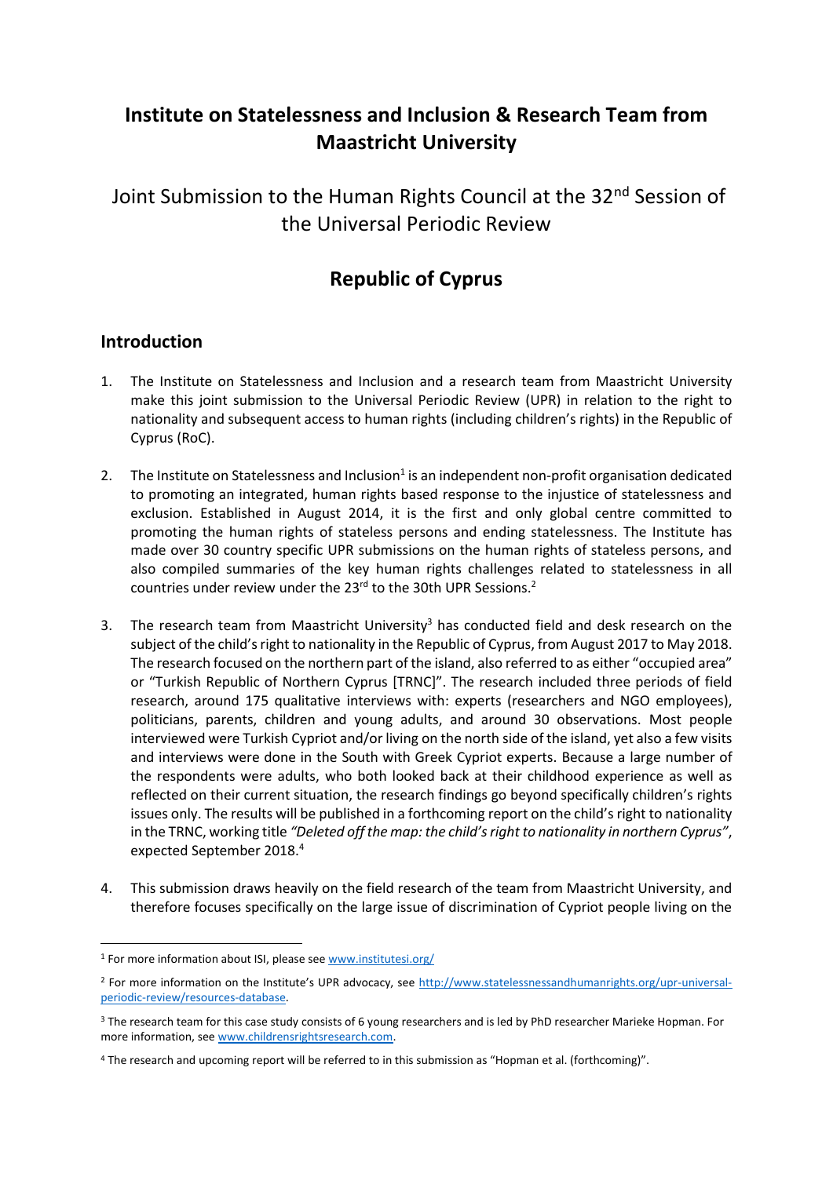# Institute on Statelessness and Inclusion & Research Team from Maastricht University

## Joint Submission to the Human Rights Council at the 32nd Session of the Universal Periodic Review

# Republic of Cyprus

## Introduction

1. The Institute on Statelessness and Inclusion and a research team from Maastricht University make this joint submission to the Universal Periodic Review (UPR) in relation to the right to nationality and subsequent access to human rights (including children's rights) in the Republic of Cyprus (RoC).

2. The Institute on Statelessness and Inclusion[1] is an independent non-profit organisation dedicated to promoting an integrated, human rights based response to the injustice of statelessness and exclusion. Established in August 2014, it is the first and only global centre committed to promoting the human rights of stateless persons and ending statelessness. The Institute has made over 30 country specific UPR submissions on the human rights of stateless persons, and also compiled summaries of the key human rights challenges related to statelessness in all countries under review under the 23rd to the 30th UPR Sessions.[2]

3. The research team from Maastricht University[3] has conducted field and desk research on the subject of the child's right to nationality in the Republic of Cyprus, from August 2017 to May 2018. The research focused on the northern part of the island, also referred to as either "occupied area" or "Turkish Republic of Northern Cyprus [TRNC]". The research included three periods of field research, around 175 qualitative interviews with: experts (researchers and NGO employees), politicians, parents, children and young adults, and around 30 observations. Most people interviewed were Turkish Cypriot and/or living on the north side of the island, yet also a few visits and interviews were done in the South with Greek Cypriot experts. Because a large number of the respondents were adults, who both looked back at their childhood experience as well as reflected on their current situation, the research findings go beyond specifically children's rights issues only. The results will be published in a forthcoming report on the child's right to nationality in the TRNC, working title *"Deleted off the map: the child's right to nationality in northern Cyprus"*, expected September 2018.[4]

4. This submission draws heavily on the field research of the team from Maastricht University, and therefore focuses specifically on the large issue of discrimination of Cypriot people living on the

---

[1] For more information about ISI, please see www.institutesi.org/

[2] For more information on the Institute's UPR advocacy, see http://www.statelessnessandhumanrights.org/upr-universal-periodic-review/resources-database.

[3] The research team for this case study consists of 6 young researchers and is led by PhD researcher Marieke Hopman. For more information, see www.childrensrightsresearch.com.

[4] The research and upcoming report will be referred to in this submission as "Hopman et al. (forthcoming)".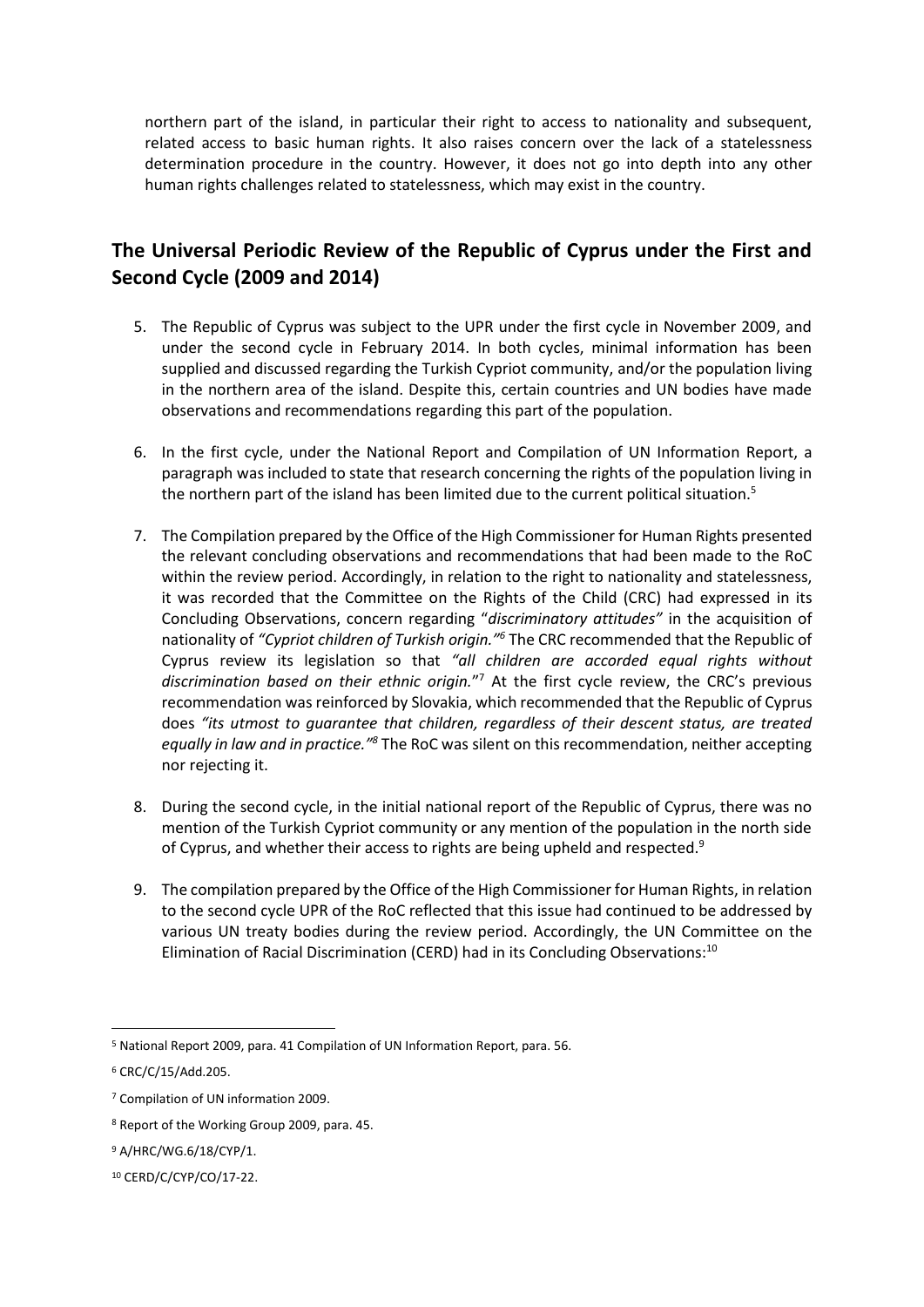northern part of the island, in particular their right to access to nationality and subsequent, related access to basic human rights. It also raises concern over the lack of a statelessness determination procedure in the country. However, it does not go into depth into any other human rights challenges related to statelessness, which may exist in the country.

## The Universal Periodic Review of the Republic of Cyprus under the First and Second Cycle (2009 and 2014)

5. The Republic of Cyprus was subject to the UPR under the first cycle in November 2009, and under the second cycle in February 2014. In both cycles, minimal information has been supplied and discussed regarding the Turkish Cypriot community, and/or the population living in the northern area of the island. Despite this, certain countries and UN bodies have made observations and recommendations regarding this part of the population.

6. In the first cycle, under the National Report and Compilation of UN Information Report, a paragraph was included to state that research concerning the rights of the population living in the northern part of the island has been limited due to the current political situation.[5]

7. The Compilation prepared by the Office of the High Commissioner for Human Rights presented the relevant concluding observations and recommendations that had been made to the RoC within the review period. Accordingly, in relation to the right to nationality and statelessness, it was recorded that the Committee on the Rights of the Child (CRC) had expressed in its Concluding Observations, concern regarding "*discriminatory attitudes*" in the acquisition of nationality of *"Cypriot children of Turkish origin."*[6] The CRC recommended that the Republic of Cyprus review its legislation so that *"all children are accorded equal rights without discrimination based on their ethnic origin.*"[7] At the first cycle review, the CRC's previous recommendation was reinforced by Slovakia, which recommended that the Republic of Cyprus does *"its utmost to guarantee that children, regardless of their descent status, are treated equally in law and in practice."*[8] The RoC was silent on this recommendation, neither accepting nor rejecting it.

8. During the second cycle, in the initial national report of the Republic of Cyprus, there was no mention of the Turkish Cypriot community or any mention of the population in the north side of Cyprus, and whether their access to rights are being upheld and respected.[9]

9. The compilation prepared by the Office of the High Commissioner for Human Rights, in relation to the second cycle UPR of the RoC reflected that this issue had continued to be addressed by various UN treaty bodies during the review period. Accordingly, the UN Committee on the Elimination of Racial Discrimination (CERD) had in its Concluding Observations:[10]

---

[5] National Report 2009, para. 41 Compilation of UN Information Report, para. 56.

[6] CRC/C/15/Add.205.

[7] Compilation of UN information 2009.

[8] Report of the Working Group 2009, para. 45.

[9] A/HRC/WG.6/18/CYP/1.

[10] CERD/C/CYP/CO/17-22.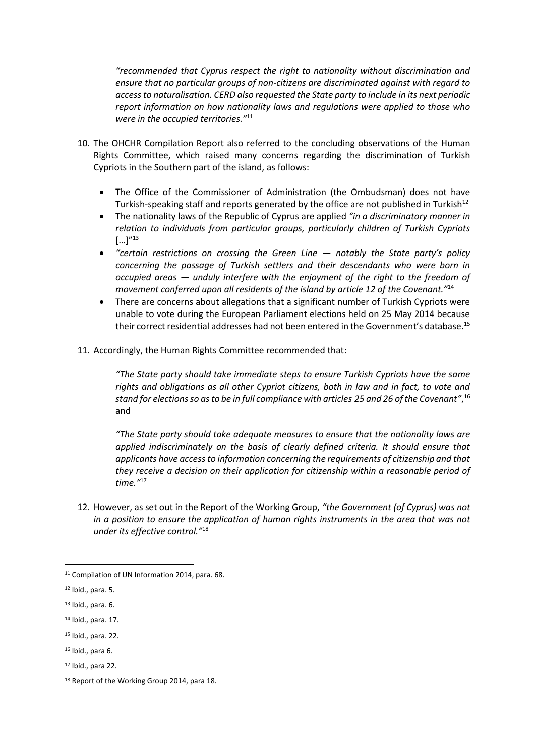*"recommended that Cyprus respect the right to nationality without discrimination and ensure that no particular groups of non-citizens are discriminated against with regard to access to naturalisation. CERD also requested the State party to include in its next periodic report information on how nationality laws and regulations were applied to those who were in the occupied territories."*[11]

10. The OHCHR Compilation Report also referred to the concluding observations of the Human Rights Committee, which raised many concerns regarding the discrimination of Turkish Cypriots in the Southern part of the island, as follows:

    - The Office of the Commissioner of Administration (the Ombudsman) does not have Turkish-speaking staff and reports generated by the office are not published in Turkish[12]
    - The nationality laws of the Republic of Cyprus are applied *"in a discriminatory manner in relation to individuals from particular groups, particularly children of Turkish Cypriots […]"*[13]
    - *"certain restrictions on crossing the Green Line — notably the State party's policy concerning the passage of Turkish settlers and their descendants who were born in occupied areas — unduly interfere with the enjoyment of the right to the freedom of movement conferred upon all residents of the island by article 12 of the Covenant."*[14]
    - There are concerns about allegations that a significant number of Turkish Cypriots were unable to vote during the European Parliament elections held on 25 May 2014 because their correct residential addresses had not been entered in the Government's database.[15]

11. Accordingly, the Human Rights Committee recommended that:

    *"The State party should take immediate steps to ensure Turkish Cypriots have the same rights and obligations as all other Cypriot citizens, both in law and in fact, to vote and stand for elections so as to be in full compliance with articles 25 and 26 of the Covenant"*,[16] and

    *"The State party should take adequate measures to ensure that the nationality laws are applied indiscriminately on the basis of clearly defined criteria. It should ensure that applicants have access to information concerning the requirements of citizenship and that they receive a decision on their application for citizenship within a reasonable period of time."*[17]

12. However, as set out in the Report of the Working Group, *"the Government (of Cyprus) was not in a position to ensure the application of human rights instruments in the area that was not under its effective control."*[18]

---

[11] Compilation of UN Information 2014, para. 68.

[12] Ibid., para. 5.

[13] Ibid., para. 6.

[14] Ibid., para. 17.

[15] Ibid., para. 22.

[16] Ibid., para 6.

[17] Ibid., para 22.

[18] Report of the Working Group 2014, para 18.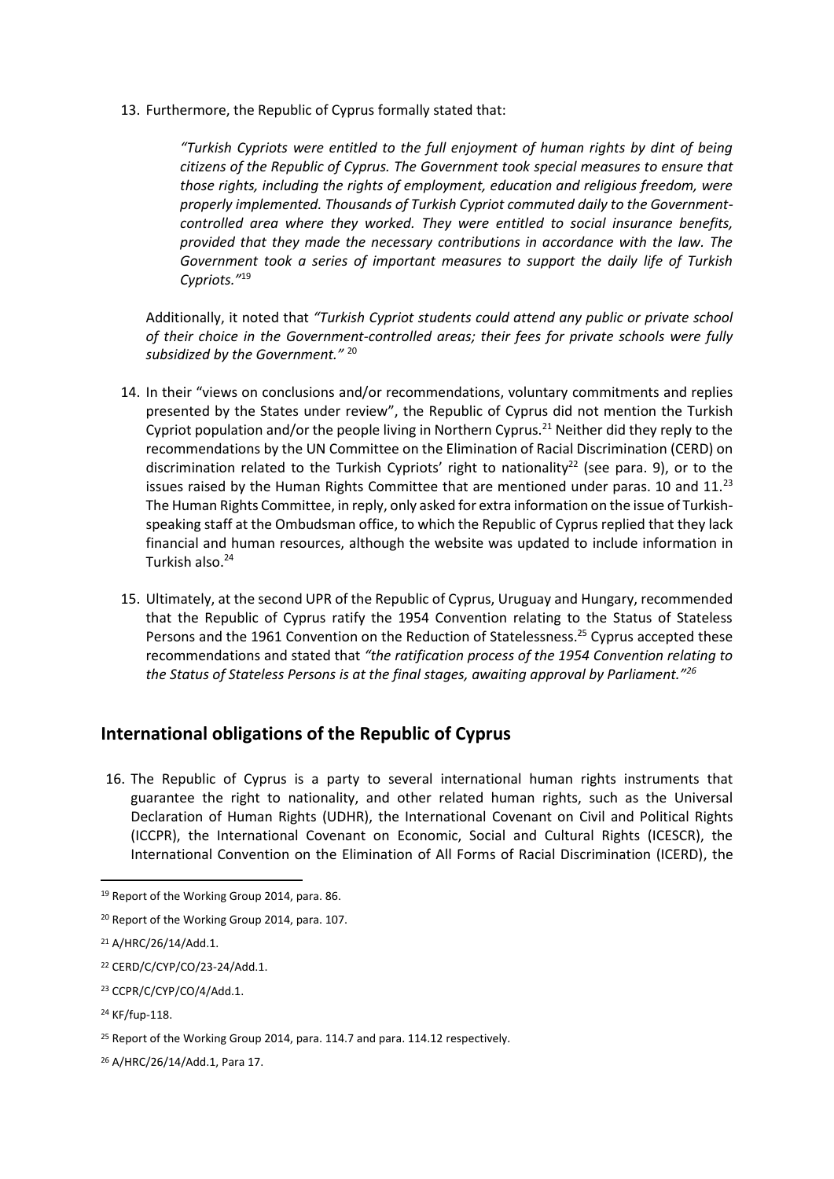13. Furthermore, the Republic of Cyprus formally stated that:

> *"Turkish Cypriots were entitled to the full enjoyment of human rights by dint of being citizens of the Republic of Cyprus. The Government took special measures to ensure that those rights, including the rights of employment, education and religious freedom, were properly implemented. Thousands of Turkish Cypriot commuted daily to the Government-controlled area where they worked. They were entitled to social insurance benefits, provided that they made the necessary contributions in accordance with the law. The Government took a series of important measures to support the daily life of Turkish Cypriots."*[19]

Additionally, it noted that *"Turkish Cypriot students could attend any public or private school of their choice in the Government-controlled areas; their fees for private schools were fully subsidized by the Government."* [20]

14. In their "views on conclusions and/or recommendations, voluntary commitments and replies presented by the States under review", the Republic of Cyprus did not mention the Turkish Cypriot population and/or the people living in Northern Cyprus.[21] Neither did they reply to the recommendations by the UN Committee on the Elimination of Racial Discrimination (CERD) on discrimination related to the Turkish Cypriots' right to nationality[22] (see para. 9), or to the issues raised by the Human Rights Committee that are mentioned under paras. 10 and 11.[23] The Human Rights Committee, in reply, only asked for extra information on the issue of Turkish-speaking staff at the Ombudsman office, to which the Republic of Cyprus replied that they lack financial and human resources, although the website was updated to include information in Turkish also.[24]

15. Ultimately, at the second UPR of the Republic of Cyprus, Uruguay and Hungary, recommended that the Republic of Cyprus ratify the 1954 Convention relating to the Status of Stateless Persons and the 1961 Convention on the Reduction of Statelessness.[25] Cyprus accepted these recommendations and stated that *"the ratification process of the 1954 Convention relating to the Status of Stateless Persons is at the final stages, awaiting approval by Parliament."*[26]

## International obligations of the Republic of Cyprus

16. The Republic of Cyprus is a party to several international human rights instruments that guarantee the right to nationality, and other related human rights, such as the Universal Declaration of Human Rights (UDHR), the International Covenant on Civil and Political Rights (ICCPR), the International Covenant on Economic, Social and Cultural Rights (ICESCR), the International Convention on the Elimination of All Forms of Racial Discrimination (ICERD), the

---

[19] Report of the Working Group 2014, para. 86.

[20] Report of the Working Group 2014, para. 107.

[21] A/HRC/26/14/Add.1.

[22] CERD/C/CYP/CO/23-24/Add.1.

[23] CCPR/C/CYP/CO/4/Add.1.

[24] KF/fup-118.

[25] Report of the Working Group 2014, para. 114.7 and para. 114.12 respectively.

[26] A/HRC/26/14/Add.1, Para 17.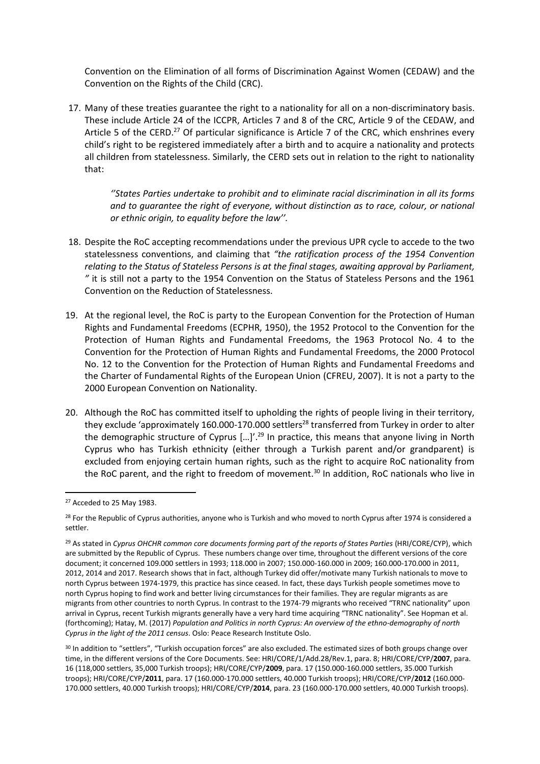Convention on the Elimination of all forms of Discrimination Against Women (CEDAW) and the Convention on the Rights of the Child (CRC).

17. Many of these treaties guarantee the right to a nationality for all on a non-discriminatory basis. These include Article 24 of the ICCPR, Articles 7 and 8 of the CRC, Article 9 of the CEDAW, and Article 5 of the CERD.[27] Of particular significance is Article 7 of the CRC, which enshrines every child's right to be registered immediately after a birth and to acquire a nationality and protects all children from statelessness. Similarly, the CERD sets out in relation to the right to nationality that:

    *''States Parties undertake to prohibit and to eliminate racial discrimination in all its forms and to guarantee the right of everyone, without distinction as to race, colour, or national or ethnic origin, to equality before the law''.*

18. Despite the RoC accepting recommendations under the previous UPR cycle to accede to the two statelessness conventions, and claiming that *"the ratification process of the 1954 Convention relating to the Status of Stateless Persons is at the final stages, awaiting approval by Parliament, "* it is still not a party to the 1954 Convention on the Status of Stateless Persons and the 1961 Convention on the Reduction of Statelessness.

19. At the regional level, the RoC is party to the European Convention for the Protection of Human Rights and Fundamental Freedoms (ECPHR, 1950), the 1952 Protocol to the Convention for the Protection of Human Rights and Fundamental Freedoms, the 1963 Protocol No. 4 to the Convention for the Protection of Human Rights and Fundamental Freedoms, the 2000 Protocol No. 12 to the Convention for the Protection of Human Rights and Fundamental Freedoms and the Charter of Fundamental Rights of the European Union (CFREU, 2007). It is not a party to the 2000 European Convention on Nationality.

20. Although the RoC has committed itself to upholding the rights of people living in their territory, they exclude 'approximately 160.000-170.000 settlers[28] transferred from Turkey in order to alter the demographic structure of Cyprus […]'.[29] In practice, this means that anyone living in North Cyprus who has Turkish ethnicity (either through a Turkish parent and/or grandparent) is excluded from enjoying certain human rights, such as the right to acquire RoC nationality from the RoC parent, and the right to freedom of movement.[30] In addition, RoC nationals who live in

---

[27] Acceded to 25 May 1983.

[28] For the Republic of Cyprus authorities, anyone who is Turkish and who moved to north Cyprus after 1974 is considered a settler.

[29] As stated in *Cyprus OHCHR common core documents forming part of the reports of States Parties* (HRI/CORE/CYP), which are submitted by the Republic of Cyprus. These numbers change over time, throughout the different versions of the core document; it concerned 109.000 settlers in 1993; 118.000 in 2007; 150.000-160.000 in 2009; 160.000-170.000 in 2011, 2012, 2014 and 2017. Research shows that in fact, although Turkey did offer/motivate many Turkish nationals to move to north Cyprus between 1974-1979, this practice has since ceased. In fact, these days Turkish people sometimes move to north Cyprus hoping to find work and better living circumstances for their families. They are regular migrants as are migrants from other countries to north Cyprus. In contrast to the 1974-79 migrants who received "TRNC nationality" upon arrival in Cyprus, recent Turkish migrants generally have a very hard time acquiring "TRNC nationality". See Hopman et al. (forthcoming); Hatay, M. (2017) *Population and Politics in north Cyprus: An overview of the ethno-demography of north Cyprus in the light of the 2011 census*. Oslo: Peace Research Institute Oslo.

[30] In addition to "settlers", "Turkish occupation forces" are also excluded. The estimated sizes of both groups change over time, in the different versions of the Core Documents. See: HRI/CORE/1/Add.28/Rev.1, para. 8; HRI/CORE/CYP/**2007**, para. 16 (118,000 settlers, 35,000 Turkish troops); HRI/CORE/CYP/**2009**, para. 17 (150.000-160.000 settlers, 35.000 Turkish troops); HRI/CORE/CYP/**2011**, para. 17 (160.000-170.000 settlers, 40.000 Turkish troops); HRI/CORE/CYP/**2012** (160.000-170.000 settlers, 40.000 Turkish troops); HRI/CORE/CYP/**2014**, para. 23 (160.000-170.000 settlers, 40.000 Turkish troops).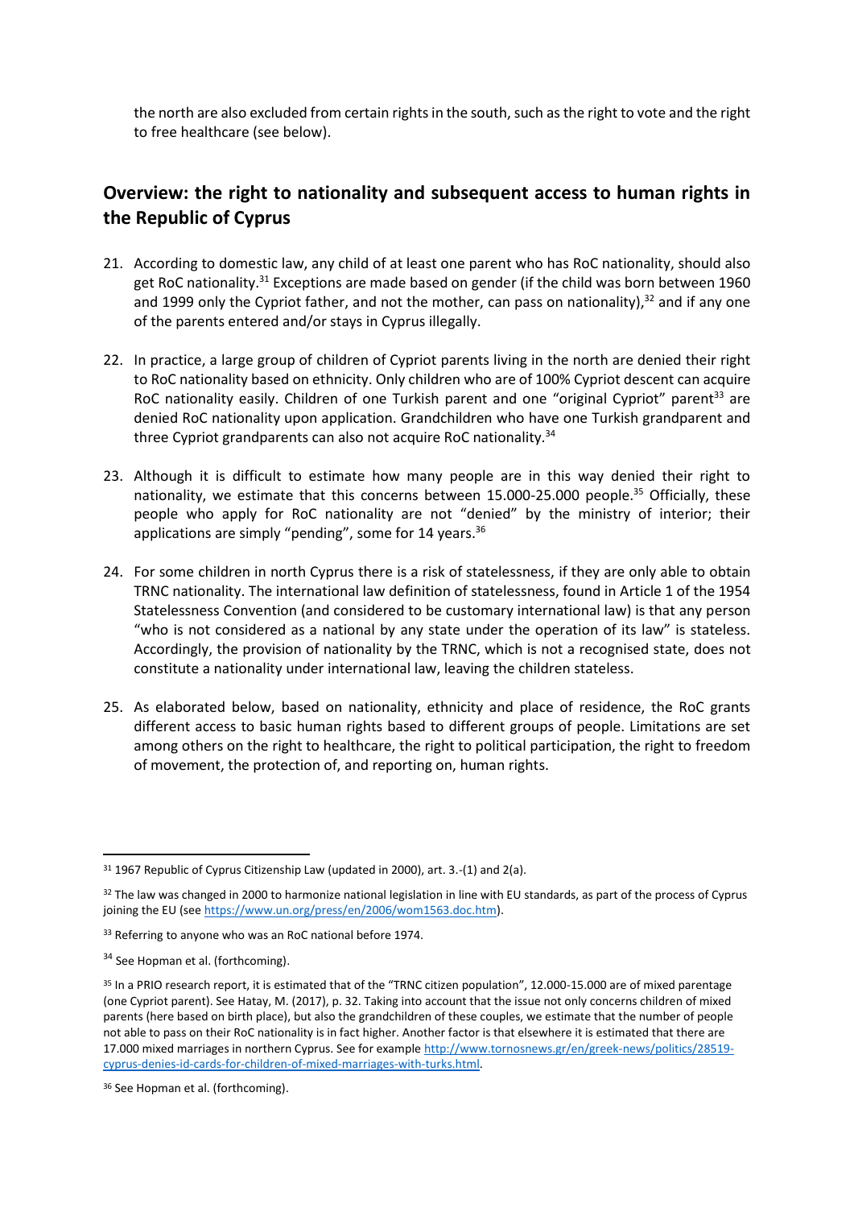the north are also excluded from certain rights in the south, such as the right to vote and the right to free healthcare (see below).

## Overview: the right to nationality and subsequent access to human rights in the Republic of Cyprus

21. According to domestic law, any child of at least one parent who has RoC nationality, should also get RoC nationality.[31] Exceptions are made based on gender (if the child was born between 1960 and 1999 only the Cypriot father, and not the mother, can pass on nationality),[32] and if any one of the parents entered and/or stays in Cyprus illegally.

22. In practice, a large group of children of Cypriot parents living in the north are denied their right to RoC nationality based on ethnicity. Only children who are of 100% Cypriot descent can acquire RoC nationality easily. Children of one Turkish parent and one "original Cypriot" parent[33] are denied RoC nationality upon application. Grandchildren who have one Turkish grandparent and three Cypriot grandparents can also not acquire RoC nationality.[34]

23. Although it is difficult to estimate how many people are in this way denied their right to nationality, we estimate that this concerns between 15.000-25.000 people.[35] Officially, these people who apply for RoC nationality are not "denied" by the ministry of interior; their applications are simply "pending", some for 14 years.[36]

24. For some children in north Cyprus there is a risk of statelessness, if they are only able to obtain TRNC nationality. The international law definition of statelessness, found in Article 1 of the 1954 Statelessness Convention (and considered to be customary international law) is that any person "who is not considered as a national by any state under the operation of its law" is stateless. Accordingly, the provision of nationality by the TRNC, which is not a recognised state, does not constitute a nationality under international law, leaving the children stateless.

25. As elaborated below, based on nationality, ethnicity and place of residence, the RoC grants different access to basic human rights based to different groups of people. Limitations are set among others on the right to healthcare, the right to political participation, the right to freedom of movement, the protection of, and reporting on, human rights.

---

[31] 1967 Republic of Cyprus Citizenship Law (updated in 2000), art. 3.-(1) and 2(a).

[32] The law was changed in 2000 to harmonize national legislation in line with EU standards, as part of the process of Cyprus joining the EU (see https://www.un.org/press/en/2006/wom1563.doc.htm).

[33] Referring to anyone who was an RoC national before 1974.

[34] See Hopman et al. (forthcoming).

[35] In a PRIO research report, it is estimated that of the "TRNC citizen population", 12.000-15.000 are of mixed parentage (one Cypriot parent). See Hatay, M. (2017), p. 32. Taking into account that the issue not only concerns children of mixed parents (here based on birth place), but also the grandchildren of these couples, we estimate that the number of people not able to pass on their RoC nationality is in fact higher. Another factor is that elsewhere it is estimated that there are 17.000 mixed marriages in northern Cyprus. See for example http://www.tornosnews.gr/en/greek-news/politics/28519-cyprus-denies-id-cards-for-children-of-mixed-marriages-with-turks.html.

[36] See Hopman et al. (forthcoming).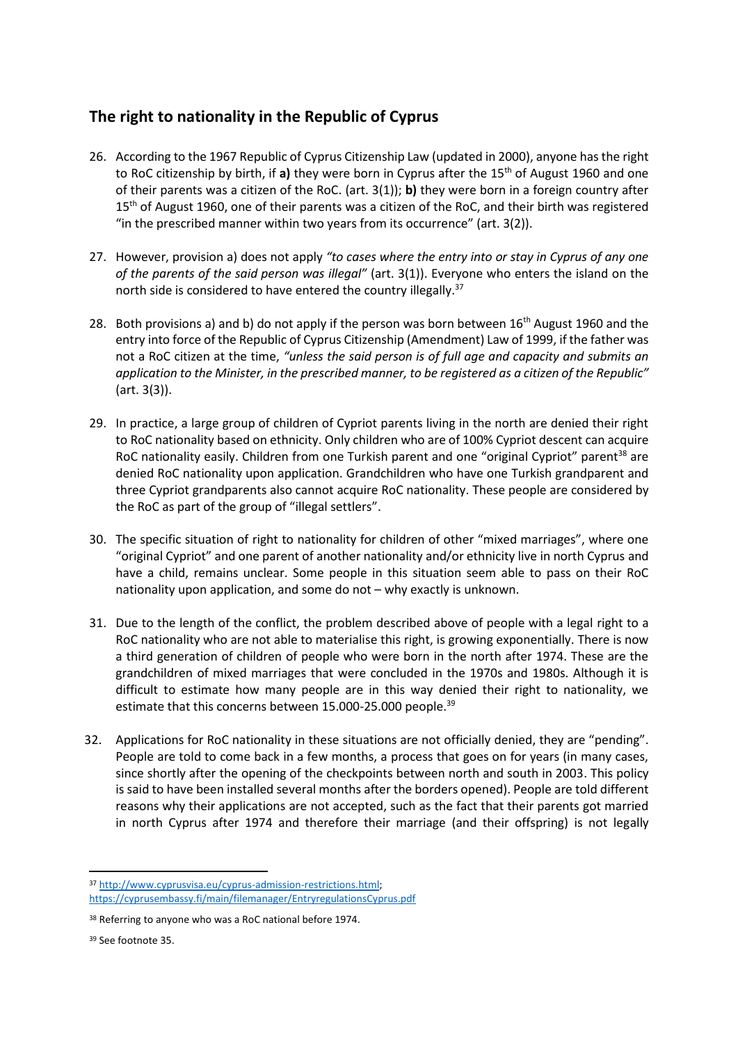## The right to nationality in the Republic of Cyprus

26. According to the 1967 Republic of Cyprus Citizenship Law (updated in 2000), anyone has the right to RoC citizenship by birth, if **a)** they were born in Cyprus after the 15th of August 1960 and one of their parents was a citizen of the RoC. (art. 3(1)); **b)** they were born in a foreign country after 15th of August 1960, one of their parents was a citizen of the RoC, and their birth was registered "in the prescribed manner within two years from its occurrence" (art. 3(2)).

27. However, provision a) does not apply *"to cases where the entry into or stay in Cyprus of any one of the parents of the said person was illegal"* (art. 3(1)). Everyone who enters the island on the north side is considered to have entered the country illegally.[37]

28. Both provisions a) and b) do not apply if the person was born between 16th August 1960 and the entry into force of the Republic of Cyprus Citizenship (Amendment) Law of 1999, if the father was not a RoC citizen at the time, *"unless the said person is of full age and capacity and submits an application to the Minister, in the prescribed manner, to be registered as a citizen of the Republic"* (art. 3(3)).

29. In practice, a large group of children of Cypriot parents living in the north are denied their right to RoC nationality based on ethnicity. Only children who are of 100% Cypriot descent can acquire RoC nationality easily. Children from one Turkish parent and one "original Cypriot" parent[38] are denied RoC nationality upon application. Grandchildren who have one Turkish grandparent and three Cypriot grandparents also cannot acquire RoC nationality. These people are considered by the RoC as part of the group of "illegal settlers".

30. The specific situation of right to nationality for children of other "mixed marriages", where one "original Cypriot" and one parent of another nationality and/or ethnicity live in north Cyprus and have a child, remains unclear. Some people in this situation seem able to pass on their RoC nationality upon application, and some do not – why exactly is unknown.

31. Due to the length of the conflict, the problem described above of people with a legal right to a RoC nationality who are not able to materialise this right, is growing exponentially. There is now a third generation of children of people who were born in the north after 1974. These are the grandchildren of mixed marriages that were concluded in the 1970s and 1980s. Although it is difficult to estimate how many people are in this way denied their right to nationality, we estimate that this concerns between 15.000-25.000 people.[39]

32. Applications for RoC nationality in these situations are not officially denied, they are "pending". People are told to come back in a few months, a process that goes on for years (in many cases, since shortly after the opening of the checkpoints between north and south in 2003. This policy is said to have been installed several months after the borders opened). People are told different reasons why their applications are not accepted, such as the fact that their parents got married in north Cyprus after 1974 and therefore their marriage (and their offspring) is not legally

---

[37] http://www.cyprusvisa.eu/cyprus-admission-restrictions.html; https://cyprusembassy.fi/main/filemanager/EntryregulationsCyprus.pdf

[38] Referring to anyone who was a RoC national before 1974.

[39] See footnote 35.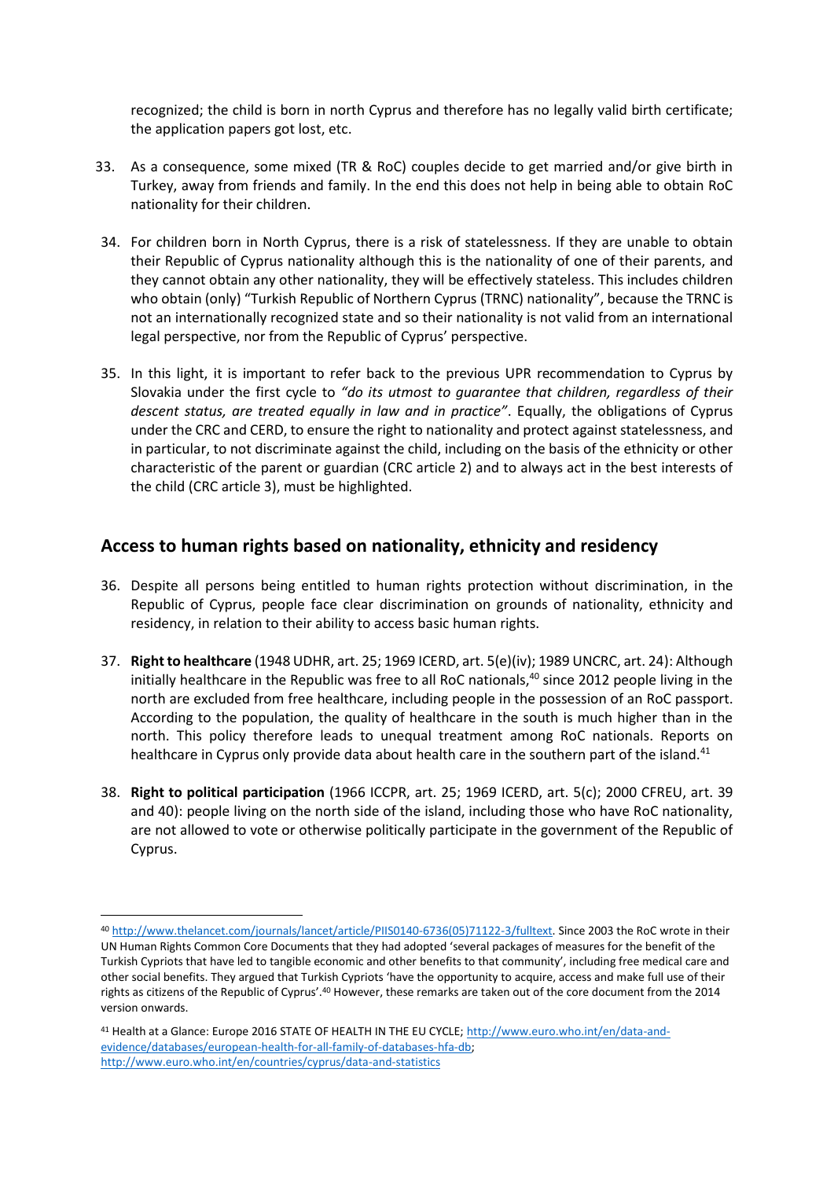recognized; the child is born in north Cyprus and therefore has no legally valid birth certificate; the application papers got lost, etc.

33. As a consequence, some mixed (TR & RoC) couples decide to get married and/or give birth in Turkey, away from friends and family. In the end this does not help in being able to obtain RoC nationality for their children.

34. For children born in North Cyprus, there is a risk of statelessness. If they are unable to obtain their Republic of Cyprus nationality although this is the nationality of one of their parents, and they cannot obtain any other nationality, they will be effectively stateless. This includes children who obtain (only) "Turkish Republic of Northern Cyprus (TRNC) nationality", because the TRNC is not an internationally recognized state and so their nationality is not valid from an international legal perspective, nor from the Republic of Cyprus' perspective.

35. In this light, it is important to refer back to the previous UPR recommendation to Cyprus by Slovakia under the first cycle to *"do its utmost to guarantee that children, regardless of their descent status, are treated equally in law and in practice"*. Equally, the obligations of Cyprus under the CRC and CERD, to ensure the right to nationality and protect against statelessness, and in particular, to not discriminate against the child, including on the basis of the ethnicity or other characteristic of the parent or guardian (CRC article 2) and to always act in the best interests of the child (CRC article 3), must be highlighted.

## Access to human rights based on nationality, ethnicity and residency

36. Despite all persons being entitled to human rights protection without discrimination, in the Republic of Cyprus, people face clear discrimination on grounds of nationality, ethnicity and residency, in relation to their ability to access basic human rights.

37. **Right to healthcare** (1948 UDHR, art. 25; 1969 ICERD, art. 5(e)(iv); 1989 UNCRC, art. 24): Although initially healthcare in the Republic was free to all RoC nationals,[40] since 2012 people living in the north are excluded from free healthcare, including people in the possession of an RoC passport. According to the population, the quality of healthcare in the south is much higher than in the north. This policy therefore leads to unequal treatment among RoC nationals. Reports on healthcare in Cyprus only provide data about health care in the southern part of the island.[41]

38. **Right to political participation** (1966 ICCPR, art. 25; 1969 ICERD, art. 5(c); 2000 CFREU, art. 39 and 40): people living on the north side of the island, including those who have RoC nationality, are not allowed to vote or otherwise politically participate in the government of the Republic of Cyprus.

---

[40] http://www.thelancet.com/journals/lancet/article/PIIS0140-6736(05)71122-3/fulltext. Since 2003 the RoC wrote in their UN Human Rights Common Core Documents that they had adopted 'several packages of measures for the benefit of the Turkish Cypriots that have led to tangible economic and other benefits to that community', including free medical care and other social benefits. They argued that Turkish Cypriots 'have the opportunity to acquire, access and make full use of their rights as citizens of the Republic of Cyprus'.[40] However, these remarks are taken out of the core document from the 2014 version onwards.

[41] Health at a Glance: Europe 2016 STATE OF HEALTH IN THE EU CYCLE; http://www.euro.who.int/en/data-and-evidence/databases/european-health-for-all-family-of-databases-hfa-db; http://www.euro.who.int/en/countries/cyprus/data-and-statistics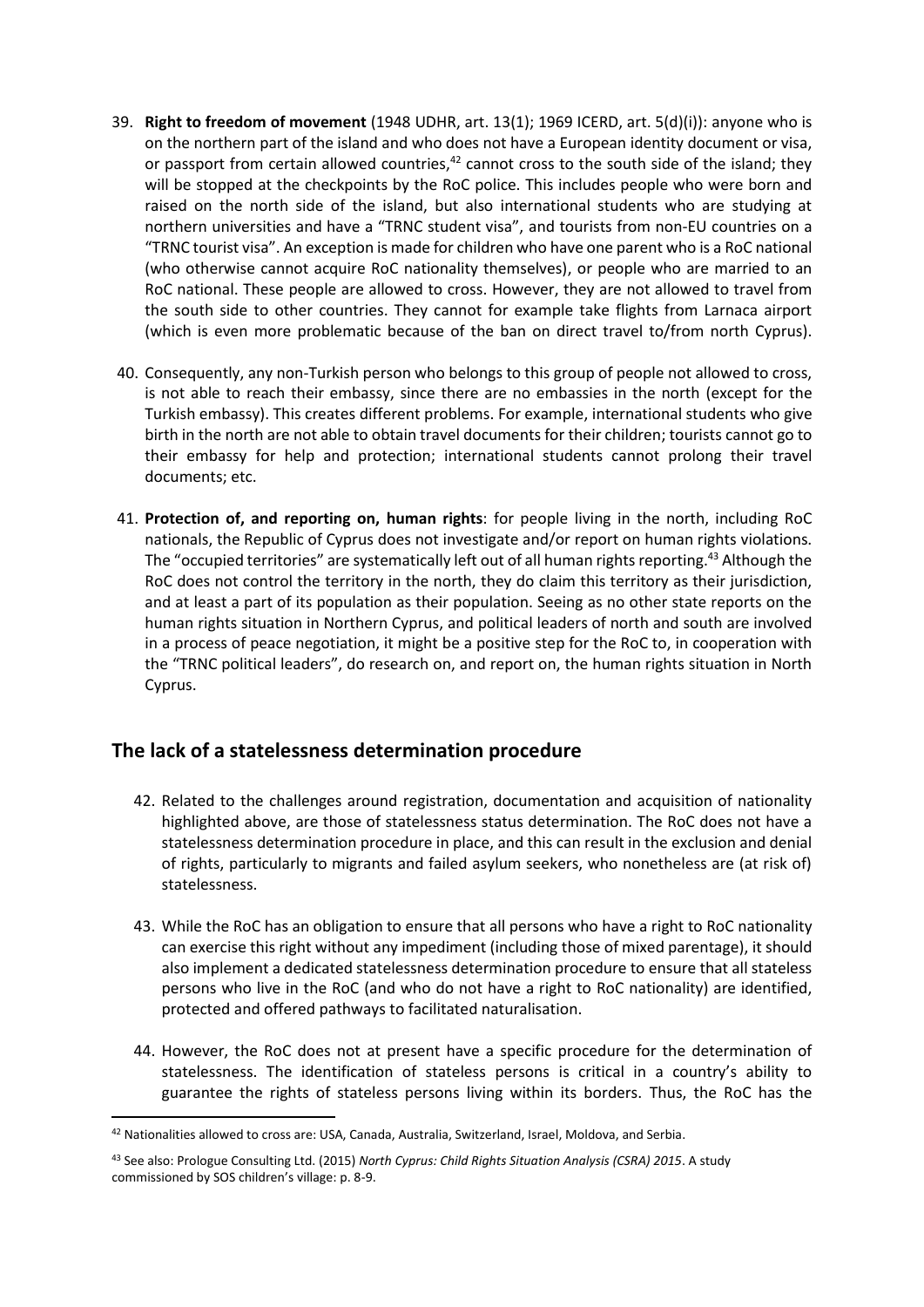39. **Right to freedom of movement** (1948 UDHR, art. 13(1); 1969 ICERD, art. 5(d)(i)): anyone who is on the northern part of the island and who does not have a European identity document or visa, or passport from certain allowed countries,[42] cannot cross to the south side of the island; they will be stopped at the checkpoints by the RoC police. This includes people who were born and raised on the north side of the island, but also international students who are studying at northern universities and have a "TRNC student visa", and tourists from non-EU countries on a "TRNC tourist visa". An exception is made for children who have one parent who is a RoC national (who otherwise cannot acquire RoC nationality themselves), or people who are married to an RoC national. These people are allowed to cross. However, they are not allowed to travel from the south side to other countries. They cannot for example take flights from Larnaca airport (which is even more problematic because of the ban on direct travel to/from north Cyprus).

40. Consequently, any non-Turkish person who belongs to this group of people not allowed to cross, is not able to reach their embassy, since there are no embassies in the north (except for the Turkish embassy). This creates different problems. For example, international students who give birth in the north are not able to obtain travel documents for their children; tourists cannot go to their embassy for help and protection; international students cannot prolong their travel documents; etc.

41. **Protection of, and reporting on, human rights**: for people living in the north, including RoC nationals, the Republic of Cyprus does not investigate and/or report on human rights violations. The "occupied territories" are systematically left out of all human rights reporting.[43] Although the RoC does not control the territory in the north, they do claim this territory as their jurisdiction, and at least a part of its population as their population. Seeing as no other state reports on the human rights situation in Northern Cyprus, and political leaders of north and south are involved in a process of peace negotiation, it might be a positive step for the RoC to, in cooperation with the "TRNC political leaders", do research on, and report on, the human rights situation in North Cyprus.

## The lack of a statelessness determination procedure

42. Related to the challenges around registration, documentation and acquisition of nationality highlighted above, are those of statelessness status determination. The RoC does not have a statelessness determination procedure in place, and this can result in the exclusion and denial of rights, particularly to migrants and failed asylum seekers, who nonetheless are (at risk of) statelessness.

43. While the RoC has an obligation to ensure that all persons who have a right to RoC nationality can exercise this right without any impediment (including those of mixed parentage), it should also implement a dedicated statelessness determination procedure to ensure that all stateless persons who live in the RoC (and who do not have a right to RoC nationality) are identified, protected and offered pathways to facilitated naturalisation.

44. However, the RoC does not at present have a specific procedure for the determination of statelessness. The identification of stateless persons is critical in a country's ability to guarantee the rights of stateless persons living within its borders. Thus, the RoC has the

---

[42] Nationalities allowed to cross are: USA, Canada, Australia, Switzerland, Israel, Moldova, and Serbia.

[43] See also: Prologue Consulting Ltd. (2015) *North Cyprus: Child Rights Situation Analysis (CSRA) 2015*. A study commissioned by SOS children's village: p. 8-9.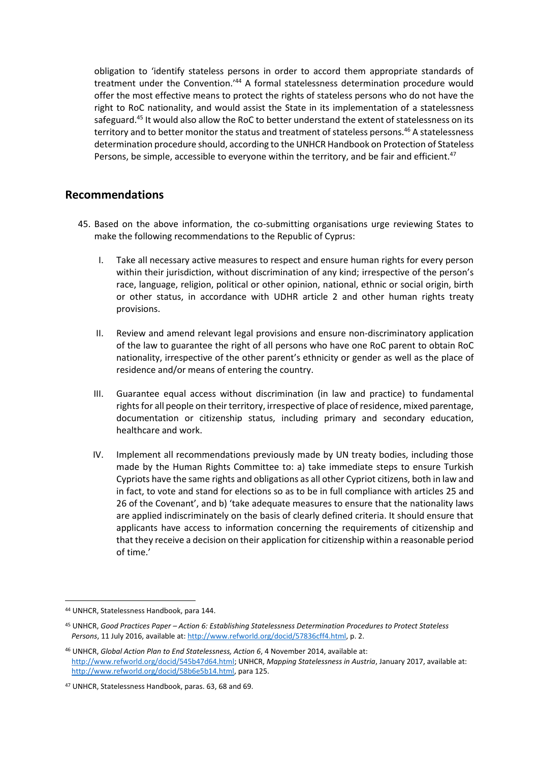obligation to 'identify stateless persons in order to accord them appropriate standards of treatment under the Convention.'[44] A formal statelessness determination procedure would offer the most effective means to protect the rights of stateless persons who do not have the right to RoC nationality, and would assist the State in its implementation of a statelessness safeguard.[45] It would also allow the RoC to better understand the extent of statelessness on its territory and to better monitor the status and treatment of stateless persons.[46] A statelessness determination procedure should, according to the UNHCR Handbook on Protection of Stateless Persons, be simple, accessible to everyone within the territory, and be fair and efficient.[47]

## Recommendations

45. Based on the above information, the co-submitting organisations urge reviewing States to make the following recommendations to the Republic of Cyprus:

    I. Take all necessary active measures to respect and ensure human rights for every person within their jurisdiction, without discrimination of any kind; irrespective of the person's race, language, religion, political or other opinion, national, ethnic or social origin, birth or other status, in accordance with UDHR article 2 and other human rights treaty provisions.

    II. Review and amend relevant legal provisions and ensure non-discriminatory application of the law to guarantee the right of all persons who have one RoC parent to obtain RoC nationality, irrespective of the other parent's ethnicity or gender as well as the place of residence and/or means of entering the country.

    III. Guarantee equal access without discrimination (in law and practice) to fundamental rights for all people on their territory, irrespective of place of residence, mixed parentage, documentation or citizenship status, including primary and secondary education, healthcare and work.

    IV. Implement all recommendations previously made by UN treaty bodies, including those made by the Human Rights Committee to: a) take immediate steps to ensure Turkish Cypriots have the same rights and obligations as all other Cypriot citizens, both in law and in fact, to vote and stand for elections so as to be in full compliance with articles 25 and 26 of the Covenant', and b) 'take adequate measures to ensure that the nationality laws are applied indiscriminately on the basis of clearly defined criteria. It should ensure that applicants have access to information concerning the requirements of citizenship and that they receive a decision on their application for citizenship within a reasonable period of time.'

---

[44] UNHCR, Statelessness Handbook, para 144.

[45] UNHCR, *Good Practices Paper – Action 6: Establishing Statelessness Determination Procedures to Protect Stateless Persons*, 11 July 2016, available at: http://www.refworld.org/docid/57836cff4.html, p. 2.

[46] UNHCR, *Global Action Plan to End Statelessness, Action 6*, 4 November 2014, available at: http://www.refworld.org/docid/545b47d64.html; UNHCR, *Mapping Statelessness in Austria*, January 2017, available at: http://www.refworld.org/docid/58b6e5b14.html, para 125.

[47] UNHCR, Statelessness Handbook, paras. 63, 68 and 69.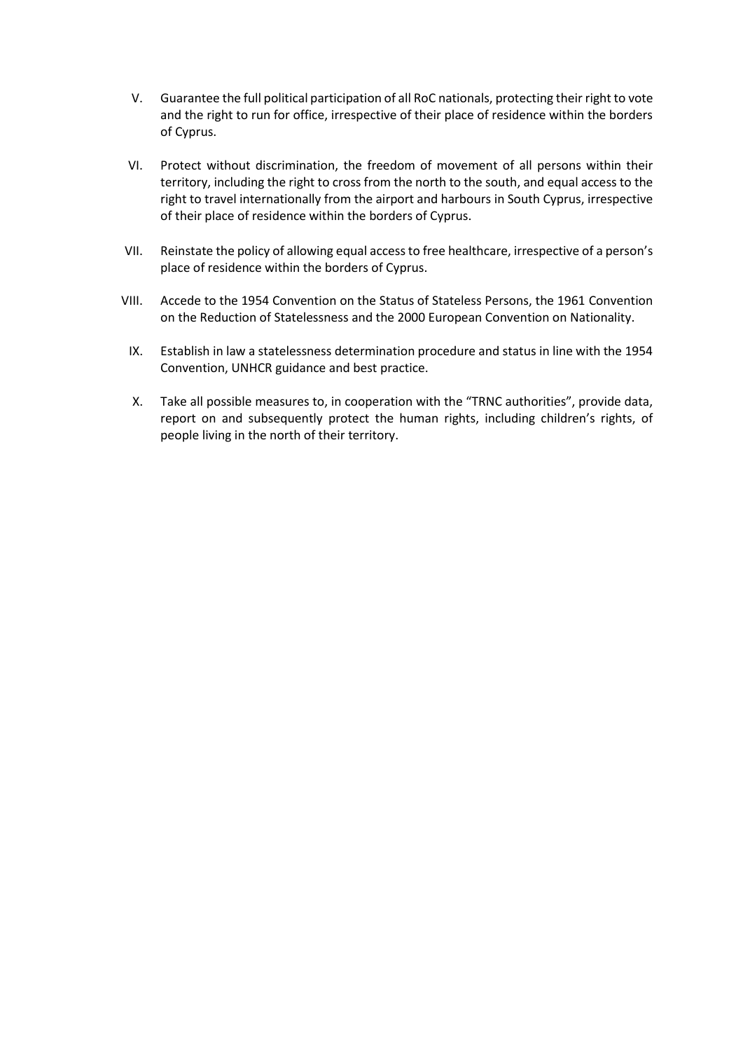V. Guarantee the full political participation of all RoC nationals, protecting their right to vote and the right to run for office, irrespective of their place of residence within the borders of Cyprus.

VI. Protect without discrimination, the freedom of movement of all persons within their territory, including the right to cross from the north to the south, and equal access to the right to travel internationally from the airport and harbours in South Cyprus, irrespective of their place of residence within the borders of Cyprus.

VII. Reinstate the policy of allowing equal access to free healthcare, irrespective of a person's place of residence within the borders of Cyprus.

VIII. Accede to the 1954 Convention on the Status of Stateless Persons, the 1961 Convention on the Reduction of Statelessness and the 2000 European Convention on Nationality.

IX. Establish in law a statelessness determination procedure and status in line with the 1954 Convention, UNHCR guidance and best practice.

X. Take all possible measures to, in cooperation with the "TRNC authorities", provide data, report on and subsequently protect the human rights, including children's rights, of people living in the north of their territory.